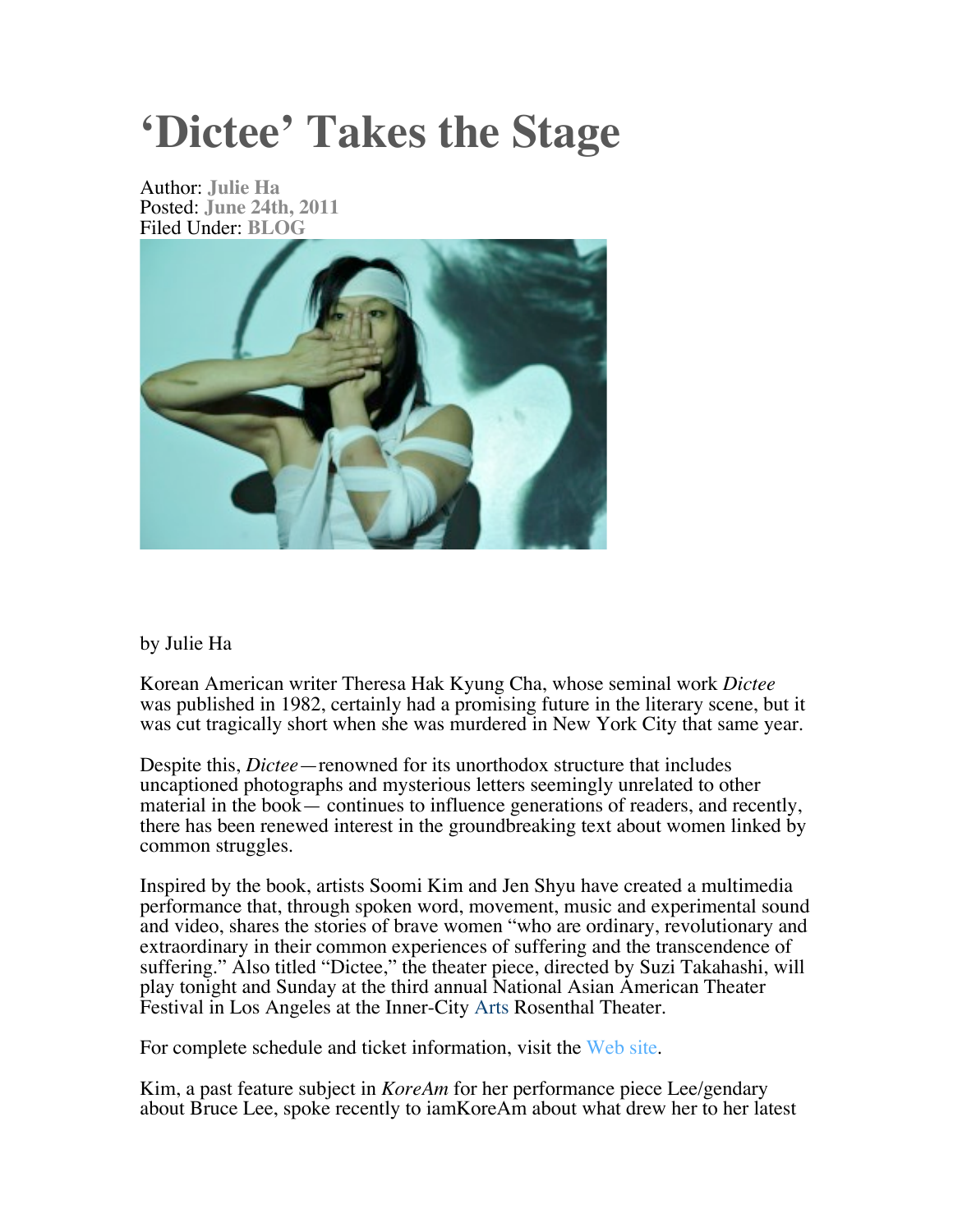# 'Dictee' Takes the Stage

Author: **Julie Ha**
Posted: **June 24th, 2011**
Filed Under: **BLOG**

by Julie Ha

Korean American writer Theresa Hak Kyung Cha, whose seminal work *Dictee* was published in 1982, certainly had a promising future in the literary scene, but it was cut tragically short when she was murdered in New York City that same year.

Despite this, *Dictee*—renowned for its unorthodox structure that includes uncaptioned photographs and mysterious letters seemingly unrelated to other material in the book— continues to influence generations of readers, and recently, there has been renewed interest in the groundbreaking text about women linked by common struggles.

Inspired by the book, artists Soomi Kim and Jen Shyu have created a multimedia performance that, through spoken word, movement, music and experimental sound and video, shares the stories of brave women "who are ordinary, revolutionary and extraordinary in their common experiences of suffering and the transcendence of suffering." Also titled "Dictee," the theater piece, directed by Suzi Takahashi, will play tonight and Sunday at the third annual National Asian American Theater Festival in Los Angeles at the Inner-City Arts Rosenthal Theater.

For complete schedule and ticket information, visit the Web site.

Kim, a past feature subject in *KoreAm* for her performance piece Lee/gendary about Bruce Lee, spoke recently to iamKoreAm about what drew her to her latest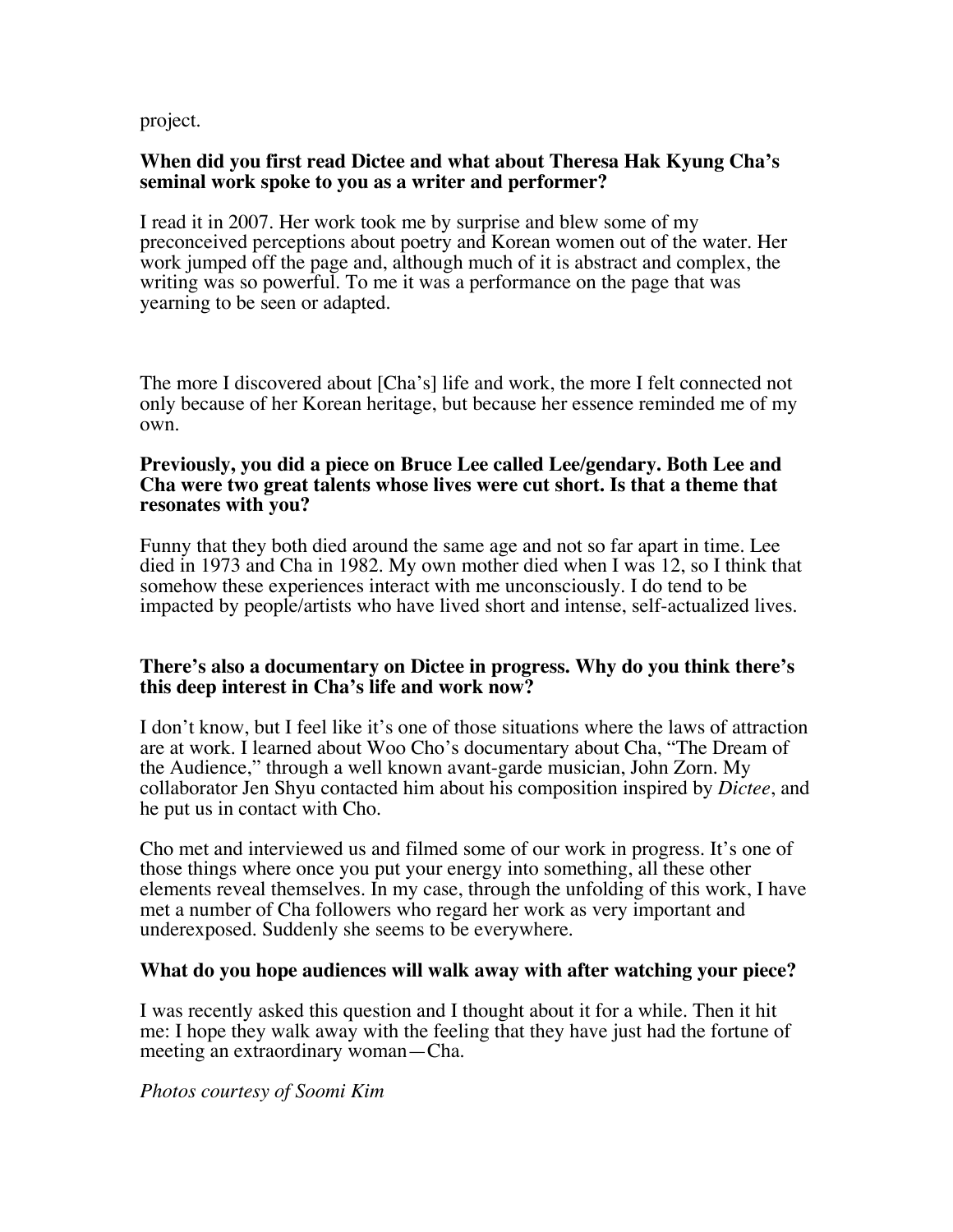project.

**When did you first read Dictee and what about Theresa Hak Kyung Cha's seminal work spoke to you as a writer and performer?**

I read it in 2007. Her work took me by surprise and blew some of my preconceived perceptions about poetry and Korean women out of the water. Her work jumped off the page and, although much of it is abstract and complex, the writing was so powerful. To me it was a performance on the page that was yearning to be seen or adapted.

The more I discovered about [Cha's] life and work, the more I felt connected not only because of her Korean heritage, but because her essence reminded me of my own.

**Previously, you did a piece on Bruce Lee called Lee/gendary. Both Lee and Cha were two great talents whose lives were cut short. Is that a theme that resonates with you?**

Funny that they both died around the same age and not so far apart in time. Lee died in 1973 and Cha in 1982. My own mother died when I was 12, so I think that somehow these experiences interact with me unconsciously. I do tend to be impacted by people/artists who have lived short and intense, self-actualized lives.

**There's also a documentary on Dictee in progress. Why do you think there's this deep interest in Cha's life and work now?**

I don't know, but I feel like it's one of those situations where the laws of attraction are at work. I learned about Woo Cho's documentary about Cha, "The Dream of the Audience," through a well known avant-garde musician, John Zorn. My collaborator Jen Shyu contacted him about his composition inspired by *Dictee*, and he put us in contact with Cho.

Cho met and interviewed us and filmed some of our work in progress. It's one of those things where once you put your energy into something, all these other elements reveal themselves. In my case, through the unfolding of this work, I have met a number of Cha followers who regard her work as very important and underexposed. Suddenly she seems to be everywhere.

**What do you hope audiences will walk away with after watching your piece?**

I was recently asked this question and I thought about it for a while. Then it hit me: I hope they walk away with the feeling that they have just had the fortune of meeting an extraordinary woman—Cha.

*Photos courtesy of Soomi Kim*